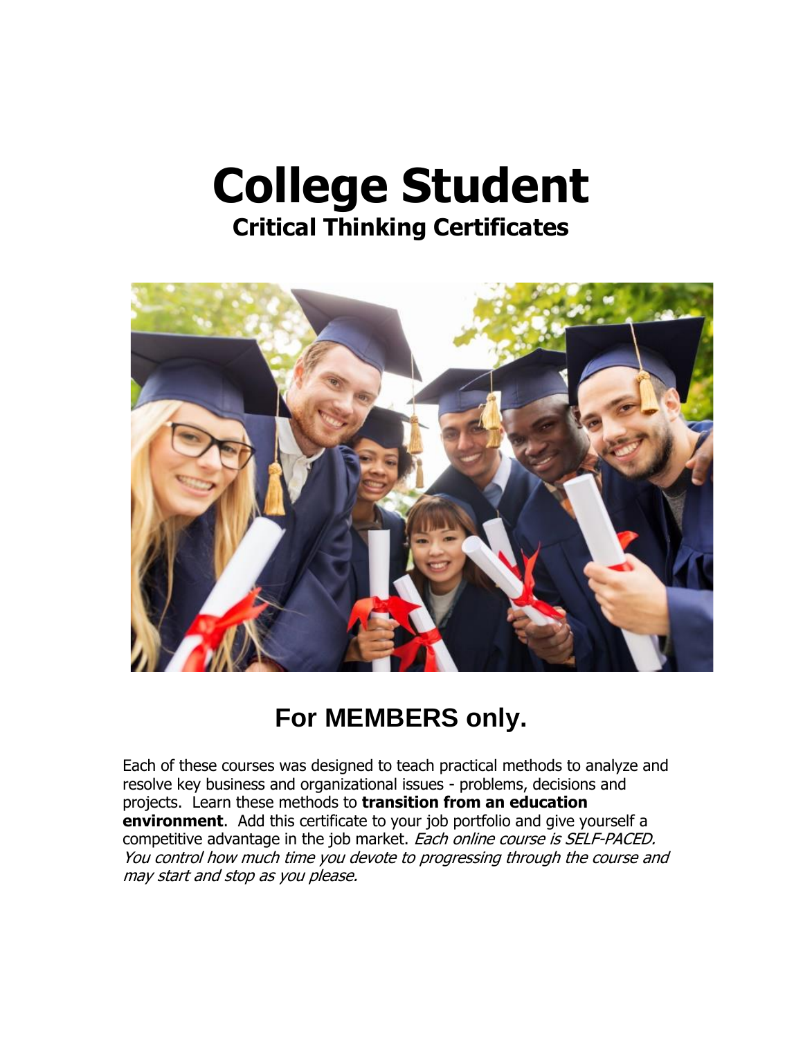# College Student

## Critical Thinking Certificates

## For MEMBERS only.

Each of these courses was designed to teach practical methods to analyze and resolve key business and organizational issues - problems, decisions and projects. Learn these methods to **transition from an education environment**. Add this certificate to your job portfolio and give yourself a competitive advantage in the job market. *Each online course is SELF-PACED. You control how much time you devote to progressing through the course and may start and stop as you please.*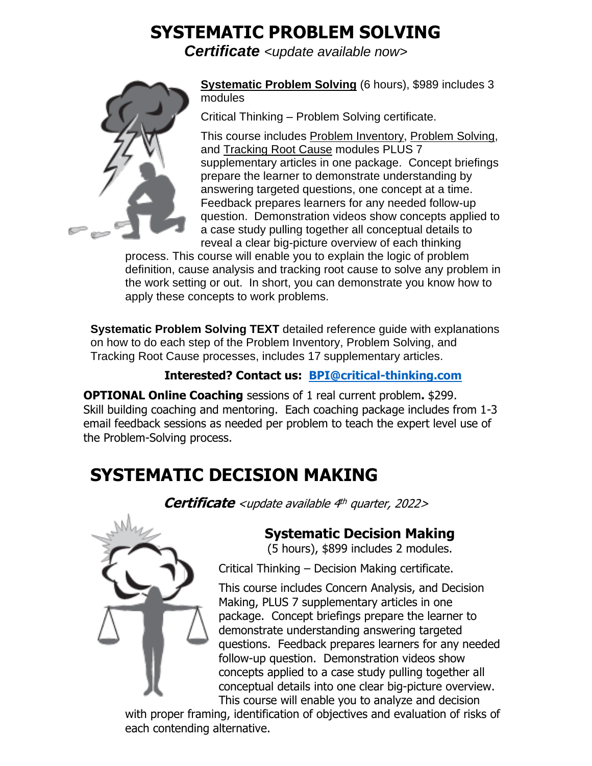# SYSTEMATIC PROBLEM SOLVING

***Certificate*** *<update available now>*

**Systematic Problem Solving** (6 hours), $989 includes 3 modules

Critical Thinking – Problem Solving certificate.

This course includes Problem Inventory, Problem Solving, and Tracking Root Cause modules PLUS 7 supplementary articles in one package. Concept briefings prepare the learner to demonstrate understanding by answering targeted questions, one concept at a time. Feedback prepares learners for any needed follow-up question. Demonstration videos show concepts applied to a case study pulling together all conceptual details to reveal a clear big-picture overview of each thinking process. This course will enable you to explain the logic of problem definition, cause analysis and tracking root cause to solve any problem in the work setting or out. In short, you can demonstrate you know how to apply these concepts to work problems.

**Systematic Problem Solving TEXT** detailed reference guide with explanations on how to do each step of the Problem Inventory, Problem Solving, and Tracking Root Cause processes, includes 17 supplementary articles.

**Interested? Contact us: BPI@critical-thinking.com**

**OPTIONAL Online Coaching** sessions of 1 real current problem**.** $299. Skill building coaching and mentoring. Each coaching package includes from 1-3 email feedback sessions as needed per problem to teach the expert level use of the Problem-Solving process.

# SYSTEMATIC DECISION MAKING

***Certificate*** *<update available 4th quarter, 2022>*

## Systematic Decision Making

(5 hours), $899 includes 2 modules.

Critical Thinking – Decision Making certificate.

This course includes Concern Analysis, and Decision Making, PLUS 7 supplementary articles in one package. Concept briefings prepare the learner to demonstrate understanding answering targeted questions. Feedback prepares learners for any needed follow-up question. Demonstration videos show concepts applied to a case study pulling together all conceptual details into one clear big-picture overview. This course will enable you to analyze and decision with proper framing, identification of objectives and evaluation of risks of each contending alternative.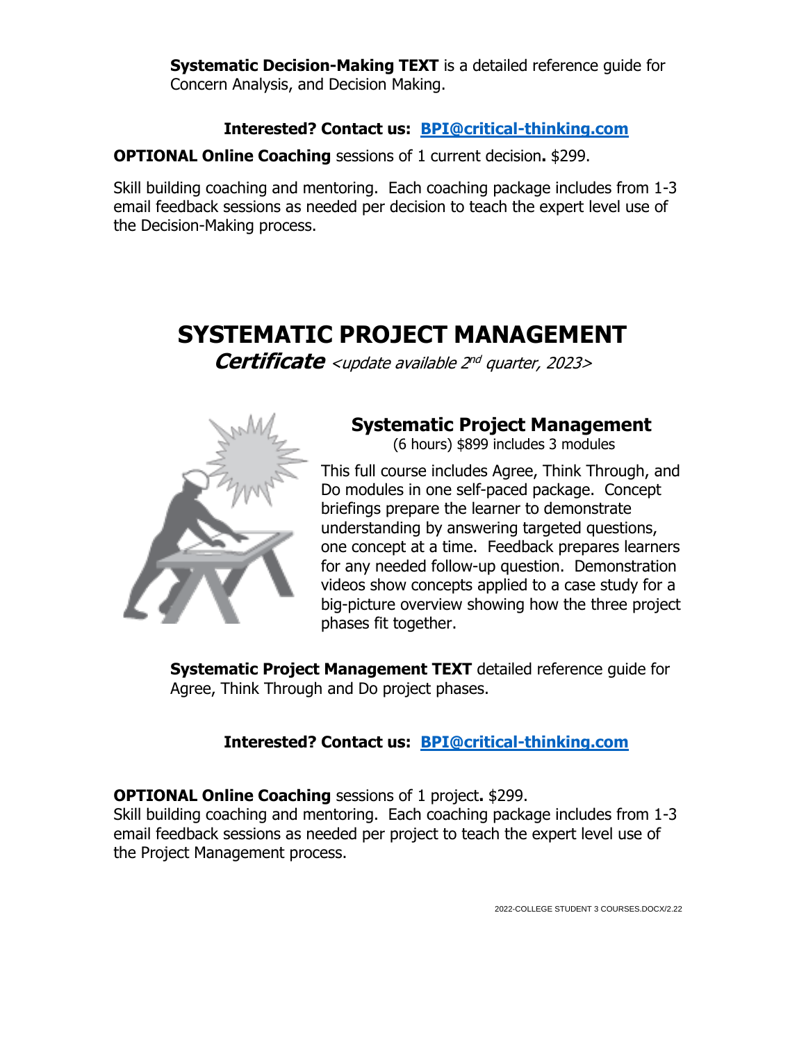**Systematic Decision-Making TEXT** is a detailed reference guide for Concern Analysis, and Decision Making.

**Interested? Contact us: [BPI@critical-thinking.com](mailto:BPI@critical-thinking.com)**

**OPTIONAL Online Coaching** sessions of 1 current decision**.** $299.

Skill building coaching and mentoring. Each coaching package includes from 1-3 email feedback sessions as needed per decision to teach the expert level use of the Decision-Making process.

# SYSTEMATIC PROJECT MANAGEMENT

***Certificate*** *<update available 2nd quarter, 2023>*

## Systematic Project Management

(6 hours) $899 includes 3 modules

This full course includes Agree, Think Through, and Do modules in one self-paced package. Concept briefings prepare the learner to demonstrate understanding by answering targeted questions, one concept at a time. Feedback prepares learners for any needed follow-up question. Demonstration videos show concepts applied to a case study for a big-picture overview showing how the three project phases fit together.

**Systematic Project Management TEXT** detailed reference guide for Agree, Think Through and Do project phases.

**Interested? Contact us: [BPI@critical-thinking.com](mailto:BPI@critical-thinking.com)**

**OPTIONAL Online Coaching** sessions of 1 project**.** $299.
Skill building coaching and mentoring. Each coaching package includes from 1-3 email feedback sessions as needed per project to teach the expert level use of the Project Management process.